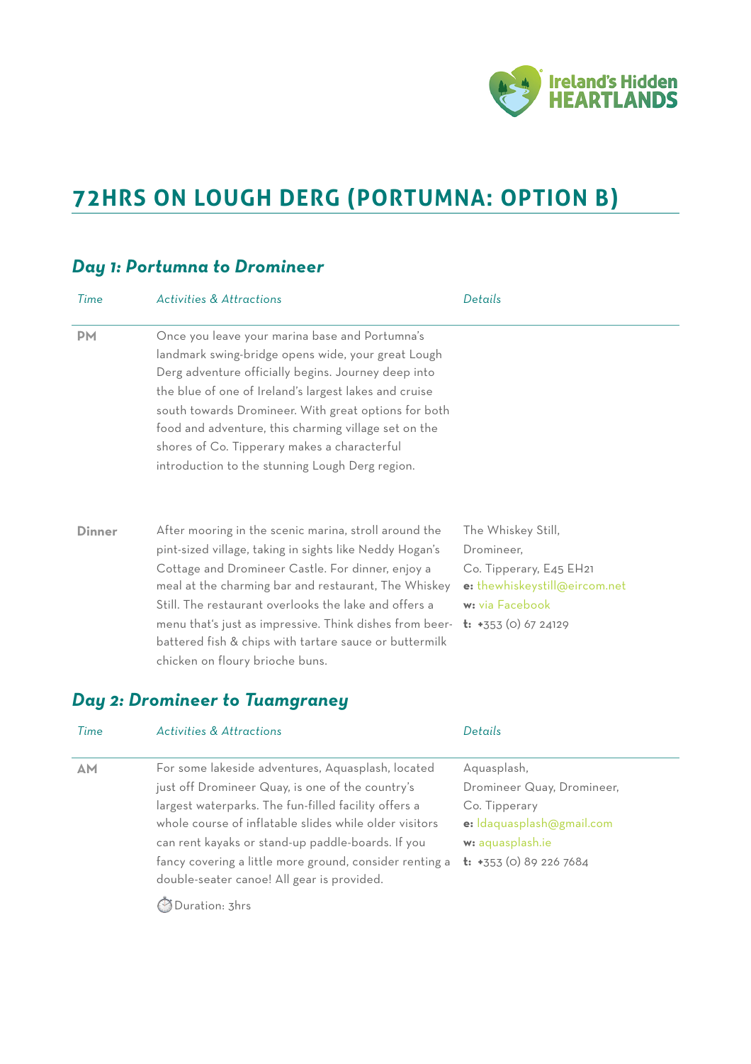Ireland's Hidden HEARTLANDS

# 72HRS ON LOUGH DERG (PORTUMNA: OPTION B)

## *Day 1: Portumna to Dromineer*

| *Time* | *Activities & Attractions* | *Details* |
|---|---|---|
| **PM** | Once you leave your marina base and Portumna's landmark swing-bridge opens wide, your great Lough Derg adventure officially begins. Journey deep into the blue of one of Ireland's largest lakes and cruise south towards Dromineer. With great options for both food and adventure, this charming village set on the shores of Co. Tipperary makes a characterful introduction to the stunning Lough Derg region. | |
| **Dinner** | After mooring in the scenic marina, stroll around the pint-sized village, taking in sights like Neddy Hogan's Cottage and Dromineer Castle. For dinner, enjoy a meal at the charming bar and restaurant, The Whiskey Still. The restaurant overlooks the lake and offers a menu that's just as impressive. Think dishes from beer-battered fish & chips with tartare sauce or buttermilk chicken on floury brioche buns. | The Whiskey Still, Dromineer, Co. Tipperary, E45 EH21 **e:** thewhiskeystill@eircom.net **w:** via Facebook **t:** +353 (0) 67 24129 |

## *Day 2: Dromineer to Tuamgraney*

| *Time* | *Activities & Attractions* | *Details* |
|---|---|---|
| **AM** | For some lakeside adventures, Aquasplash, located just off Dromineer Quay, is one of the country's largest waterparks. The fun-filled facility offers a whole course of inflatable slides while older visitors can rent kayaks or stand-up paddle-boards. If you fancy covering a little more ground, consider renting a double-seater canoe! All gear is provided. ⏱ Duration: 3hrs | Aquasplash, Dromineer Quay, Dromineer, Co. Tipperary **e:** ldaquasplash@gmail.com **w:** aquasplash.ie **t:** +353 (0) 89 226 7684 |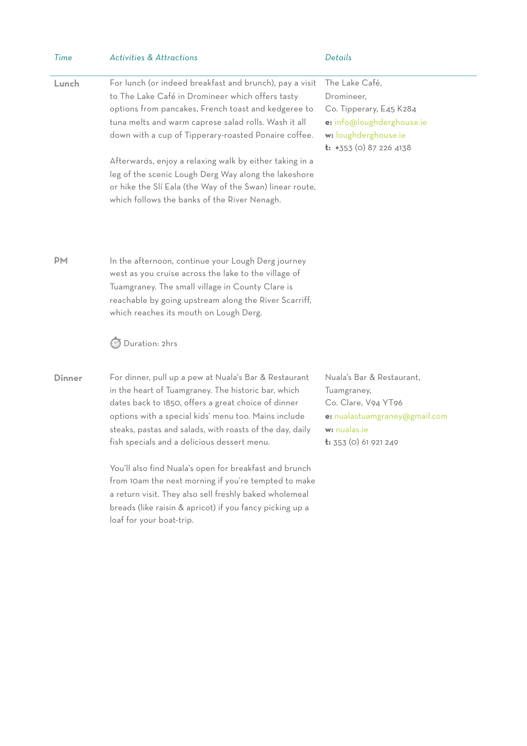| *Time* | *Activities & Attractions* | *Details* |
|---|---|---|
| **Lunch** | For lunch (or indeed breakfast and brunch), pay a visit to The Lake Café in Dromineer which offers tasty options from pancakes, French toast and kedgeree to tuna melts and warm caprese salad rolls. Wash it all down with a cup of Tipperary-roasted Ponaire coffee.<br><br>Afterwards, enjoy a relaxing walk by either taking in a leg of the scenic Lough Derg Way along the lakeshore or hike the Slí Eala (the Way of the Swan) linear route, which follows the banks of the River Nenagh. | The Lake Café,<br>Dromineer,<br>Co. Tipperary, E45 K284<br>**e:** info@loughderghouse.ie<br>**w:** loughderghouse.ie<br>**t:** +353 (0) 87 226 4138 |
| **PM** | In the afternoon, continue your Lough Derg journey west as you cruise across the lake to the village of Tuamgraney. The small village in County Clare is reachable by going upstream along the River Scarriff, which reaches its mouth on Lough Derg.<br><br>⏱ Duration: 2hrs | |
| **Dinner** | For dinner, pull up a pew at Nuala's Bar & Restaurant in the heart of Tuamgraney. The historic bar, which dates back to 1850, offers a great choice of dinner options with a special kids' menu too. Mains include steaks, pastas and salads, with roasts of the day, daily fish specials and a delicious dessert menu.<br><br>You'll also find Nuala's open for breakfast and brunch from 10am the next morning if you're tempted to make a return visit. They also sell freshly baked wholemeal breads (like raisin & apricot) if you fancy picking up a loaf for your boat-trip. | Nuala's Bar & Restaurant,<br>Tuamgraney,<br>Co. Clare, V94 YT96<br>**e:** nualastuamgraney@gmail.com<br>**w:** nualas.ie<br>**t:** 353 (0) 61 921 249 |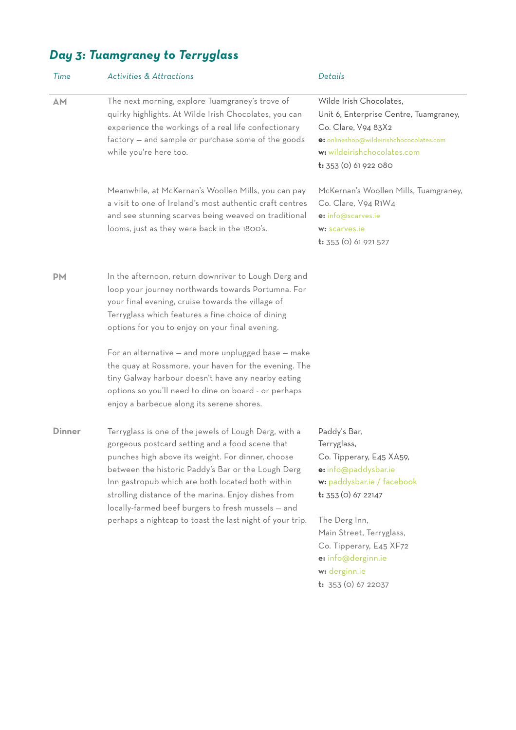## *Day 3: Tuamgraney to Terryglass*

| *Time* | *Activities & Attractions* | *Details* |
|---|---|---|
| **AM** | The next morning, explore Tuamgraney's trove of quirky highlights. At Wilde Irish Chocolates, you can experience the workings of a real life confectionary factory — and sample or purchase some of the goods while you're here too. | Wilde Irish Chocolates,<br>Unit 6, Enterprise Centre, Tuamgraney,<br>Co. Clare, V94 83X2<br>**e:** onlineshop@wildeirishchococolates.com<br>**w:** wildeirishchocolates.com<br>**t:** 353 (0) 61 922 080 |
| | Meanwhile, at McKernan's Woollen Mills, you can pay a visit to one of Ireland's most authentic craft centres and see stunning scarves being weaved on traditional looms, just as they were back in the 1800's. | McKernan's Woollen Mills, Tuamgraney,<br>Co. Clare, V94 R1W4<br>**e:** info@scarves.ie<br>**w:** scarves.ie<br>**t:** 353 (0) 61 921 527 |
| **PM** | In the afternoon, return downriver to Lough Derg and loop your journey northwards towards Portumna. For your final evening, cruise towards the village of Terryglass which features a fine choice of dining options for you to enjoy on your final evening.<br><br>For an alternative — and more unplugged base — make the quay at Rossmore, your haven for the evening. The tiny Galway harbour doesn't have any nearby eating options so you'll need to dine on board - or perhaps enjoy a barbecue along its serene shores. | |
| **Dinner** | Terryglass is one of the jewels of Lough Derg, with a gorgeous postcard setting and a food scene that punches high above its weight. For dinner, choose between the historic Paddy's Bar or the Lough Derg Inn gastropub which are both located both within strolling distance of the marina. Enjoy dishes from locally-farmed beef burgers to fresh mussels — and perhaps a nightcap to toast the last night of your trip. | Paddy's Bar,<br>Terryglass,<br>Co. Tipperary, E45 XA59,<br>**e:** info@paddysbar.ie<br>**w:** paddysbar.ie / facebook<br>**t:** 353 (0) 67 22147<br><br>The Derg Inn,<br>Main Street, Terryglass,<br>Co. Tipperary, E45 XF72<br>**e:** info@derginn.ie<br>**w:** derginn.ie<br>**t:** 353 (0) 67 22037 |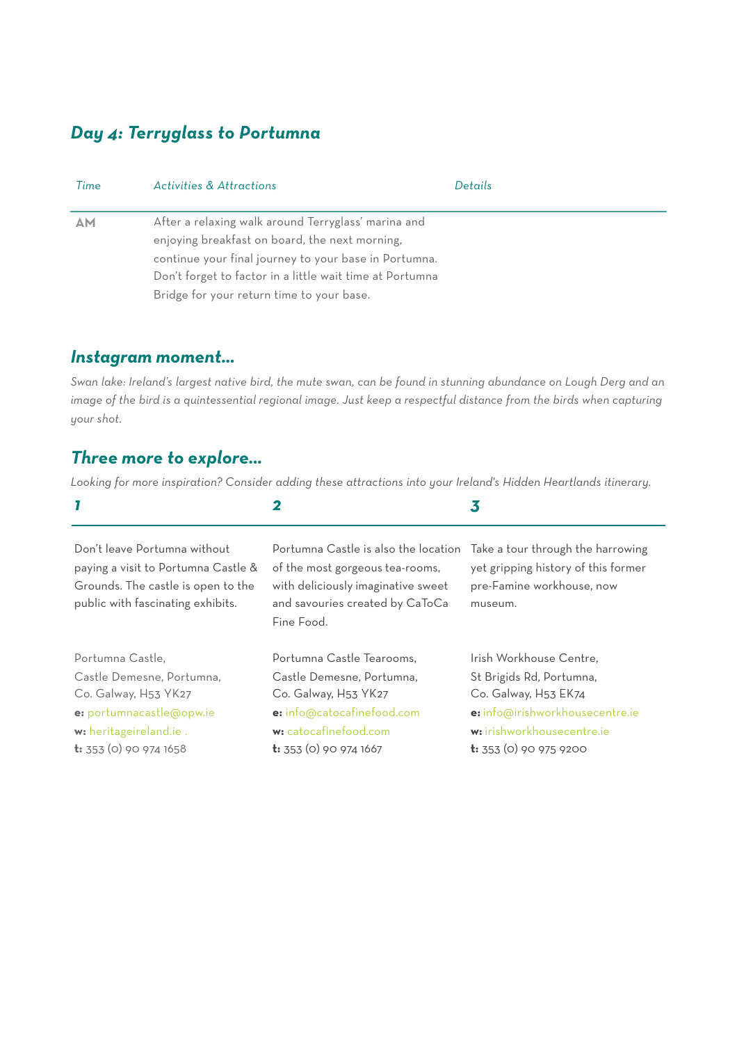## *Day 4: Terryglass to Portumna*

| *Time* | *Activities & Attractions* | *Details* |
|---|---|---|
| AM | After a relaxing walk around Terryglass' marina and enjoying breakfast on board, the next morning, continue your final journey to your base in Portumna. Don't forget to factor in a little wait time at Portumna Bridge for your return time to your base. | |

## *Instagram moment...*

*Swan lake: Ireland's largest native bird, the mute swan, can be found in stunning abundance on Lough Derg and an image of the bird is a quintessential regional image. Just keep a respectful distance from the birds when capturing your shot.*

## *Three more to explore...*

*Looking for more inspiration? Consider adding these attractions into your Ireland's Hidden Heartlands itinerary.*

| *1* | *2* | *3* |
|---|---|---|
| Don't leave Portumna without paying a visit to Portumna Castle & Grounds. The castle is open to the public with fascinating exhibits. | Portumna Castle is also the location of the most gorgeous tea-rooms, with deliciously imaginative sweet and savouries created by CaToCa Fine Food. | Take a tour through the harrowing yet gripping history of this former pre-Famine workhouse, now museum. |
| Portumna Castle, Castle Demesne, Portumna, Co. Galway, H53 YK27<br>**e:** portumnacastle@opw.ie<br>**w:** heritageireland.ie .<br>**t:** 353 (0) 90 974 1658 | Portumna Castle Tearooms, Castle Demesne, Portumna, Co. Galway, H53 YK27<br>**e:** info@catocafinefood.com<br>**w:** catocafinefood.com<br>**t:** 353 (0) 90 974 1667 | Irish Workhouse Centre, St Brigids Rd, Portumna, Co. Galway, H53 EK74<br>**e:** info@irishworkhousecentre.ie<br>**w:** irishworkhousecentre.ie<br>**t:** 353 (0) 90 975 9200 |